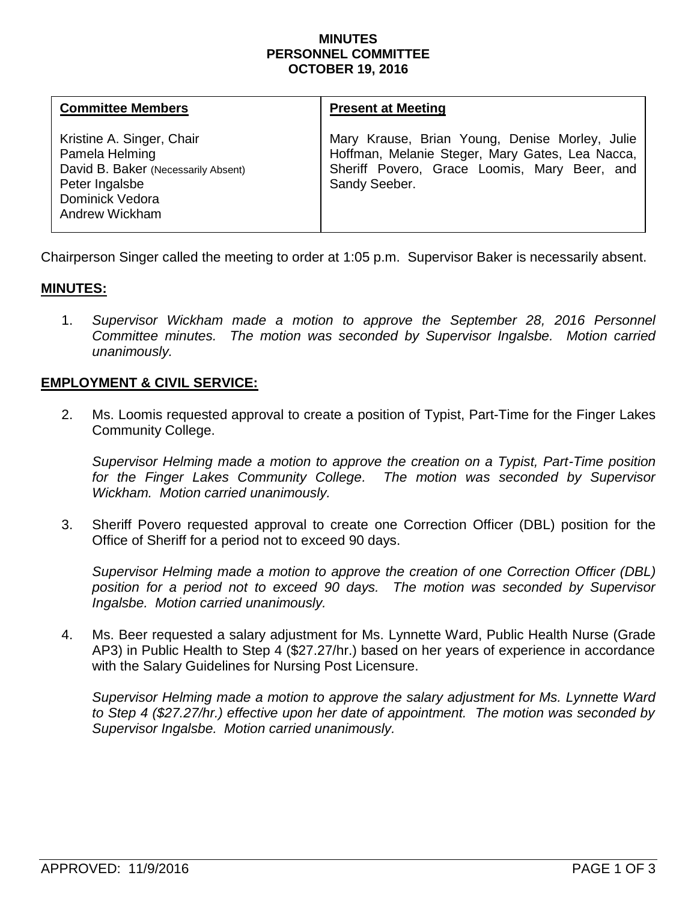# MINUTES
# PERSONNEL COMMITTEE
# OCTOBER 19, 2016

| **Committee Members** | **Present at Meeting** |
| --- | --- |
| Kristine A. Singer, Chair<br>Pamela Helming<br>David B. Baker (Necessarily Absent)<br>Peter Ingalsbe<br>Dominick Vedora<br>Andrew Wickham | Mary Krause, Brian Young, Denise Morley, Julie Hoffman, Melanie Steger, Mary Gates, Lea Nacca, Sheriff Povero, Grace Loomis, Mary Beer, and Sandy Seeber. |

Chairperson Singer called the meeting to order at 1:05 p.m. Supervisor Baker is necessarily absent.

## MINUTES:

1. *Supervisor Wickham made a motion to approve the September 28, 2016 Personnel Committee minutes. The motion was seconded by Supervisor Ingalsbe. Motion carried unanimously.*

## EMPLOYMENT & CIVIL SERVICE:

2. Ms. Loomis requested approval to create a position of Typist, Part-Time for the Finger Lakes Community College.

   *Supervisor Helming made a motion to approve the creation on a Typist, Part-Time position for the Finger Lakes Community College. The motion was seconded by Supervisor Wickham. Motion carried unanimously.*

3. Sheriff Povero requested approval to create one Correction Officer (DBL) position for the Office of Sheriff for a period not to exceed 90 days.

   *Supervisor Helming made a motion to approve the creation of one Correction Officer (DBL) position for a period not to exceed 90 days. The motion was seconded by Supervisor Ingalsbe. Motion carried unanimously.*

4. Ms. Beer requested a salary adjustment for Ms. Lynnette Ward, Public Health Nurse (Grade AP3) in Public Health to Step 4 ($27.27/hr.) based on her years of experience in accordance with the Salary Guidelines for Nursing Post Licensure.

   *Supervisor Helming made a motion to approve the salary adjustment for Ms. Lynnette Ward to Step 4 ($27.27/hr.) effective upon her date of appointment. The motion was seconded by Supervisor Ingalsbe. Motion carried unanimously.*

APPROVED: 11/9/2016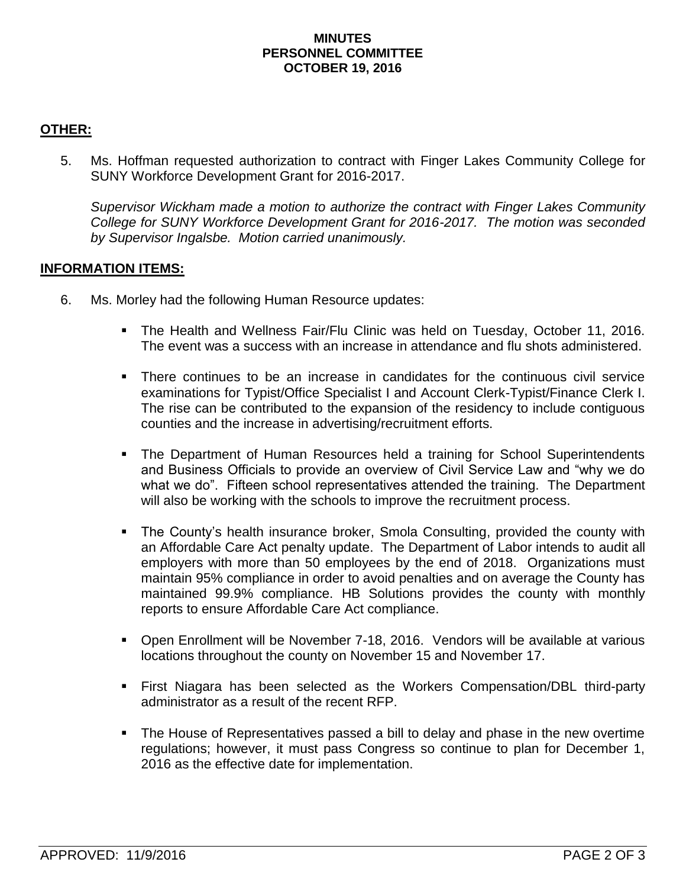**MINUTES**
**PERSONNEL COMMITTEE**
**OCTOBER 19, 2016**

## OTHER:

5. Ms. Hoffman requested authorization to contract with Finger Lakes Community College for SUNY Workforce Development Grant for 2016-2017.

   *Supervisor Wickham made a motion to authorize the contract with Finger Lakes Community College for SUNY Workforce Development Grant for 2016-2017. The motion was seconded by Supervisor Ingalsbe. Motion carried unanimously.*

## INFORMATION ITEMS:

6. Ms. Morley had the following Human Resource updates:

   - The Health and Wellness Fair/Flu Clinic was held on Tuesday, October 11, 2016. The event was a success with an increase in attendance and flu shots administered.

   - There continues to be an increase in candidates for the continuous civil service examinations for Typist/Office Specialist I and Account Clerk-Typist/Finance Clerk I. The rise can be contributed to the expansion of the residency to include contiguous counties and the increase in advertising/recruitment efforts.

   - The Department of Human Resources held a training for School Superintendents and Business Officials to provide an overview of Civil Service Law and "why we do what we do". Fifteen school representatives attended the training. The Department will also be working with the schools to improve the recruitment process.

   - The County's health insurance broker, Smola Consulting, provided the county with an Affordable Care Act penalty update. The Department of Labor intends to audit all employers with more than 50 employees by the end of 2018. Organizations must maintain 95% compliance in order to avoid penalties and on average the County has maintained 99.9% compliance. HB Solutions provides the county with monthly reports to ensure Affordable Care Act compliance.

   - Open Enrollment will be November 7-18, 2016. Vendors will be available at various locations throughout the county on November 15 and November 17.

   - First Niagara has been selected as the Workers Compensation/DBL third-party administrator as a result of the recent RFP.

   - The House of Representatives passed a bill to delay and phase in the new overtime regulations; however, it must pass Congress so continue to plan for December 1, 2016 as the effective date for implementation.

APPROVED: 11/9/2016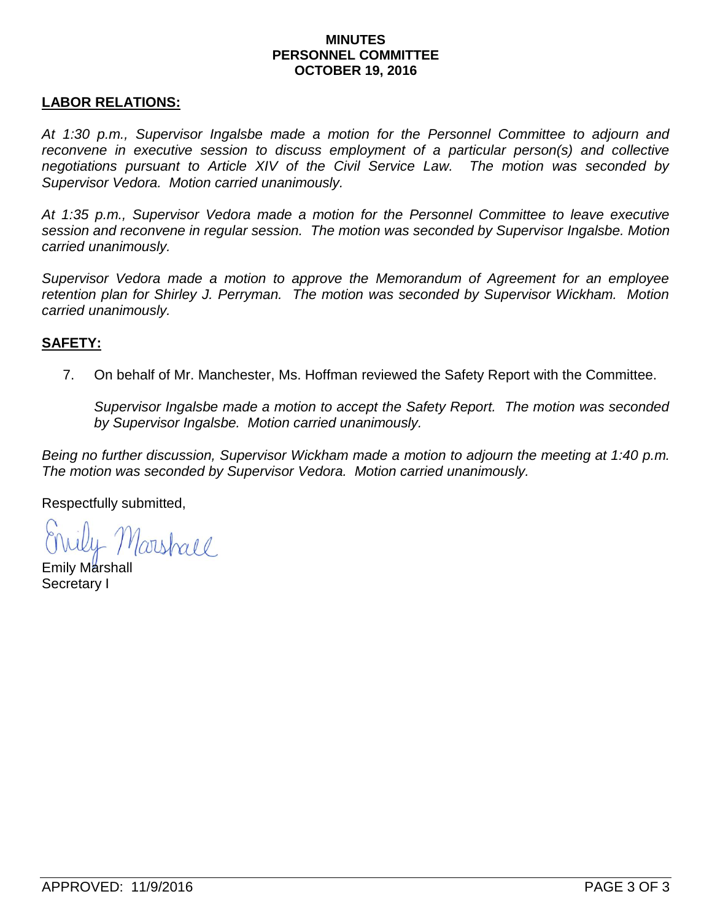**MINUTES**
**PERSONNEL COMMITTEE**
**OCTOBER 19, 2016**

## LABOR RELATIONS:

*At 1:30 p.m., Supervisor Ingalsbe made a motion for the Personnel Committee to adjourn and reconvene in executive session to discuss employment of a particular person(s) and collective negotiations pursuant to Article XIV of the Civil Service Law. The motion was seconded by Supervisor Vedora. Motion carried unanimously.*

*At 1:35 p.m., Supervisor Vedora made a motion for the Personnel Committee to leave executive session and reconvene in regular session. The motion was seconded by Supervisor Ingalsbe. Motion carried unanimously.*

*Supervisor Vedora made a motion to approve the Memorandum of Agreement for an employee retention plan for Shirley J. Perryman. The motion was seconded by Supervisor Wickham. Motion carried unanimously.*

## SAFETY:

7. On behalf of Mr. Manchester, Ms. Hoffman reviewed the Safety Report with the Committee.

   *Supervisor Ingalsbe made a motion to accept the Safety Report. The motion was seconded by Supervisor Ingalsbe. Motion carried unanimously.*

*Being no further discussion, Supervisor Wickham made a motion to adjourn the meeting at 1:40 p.m. The motion was seconded by Supervisor Vedora. Motion carried unanimously.*

Respectfully submitted,

Emily Marshall
Secretary I

APPROVED: 11/9/2016